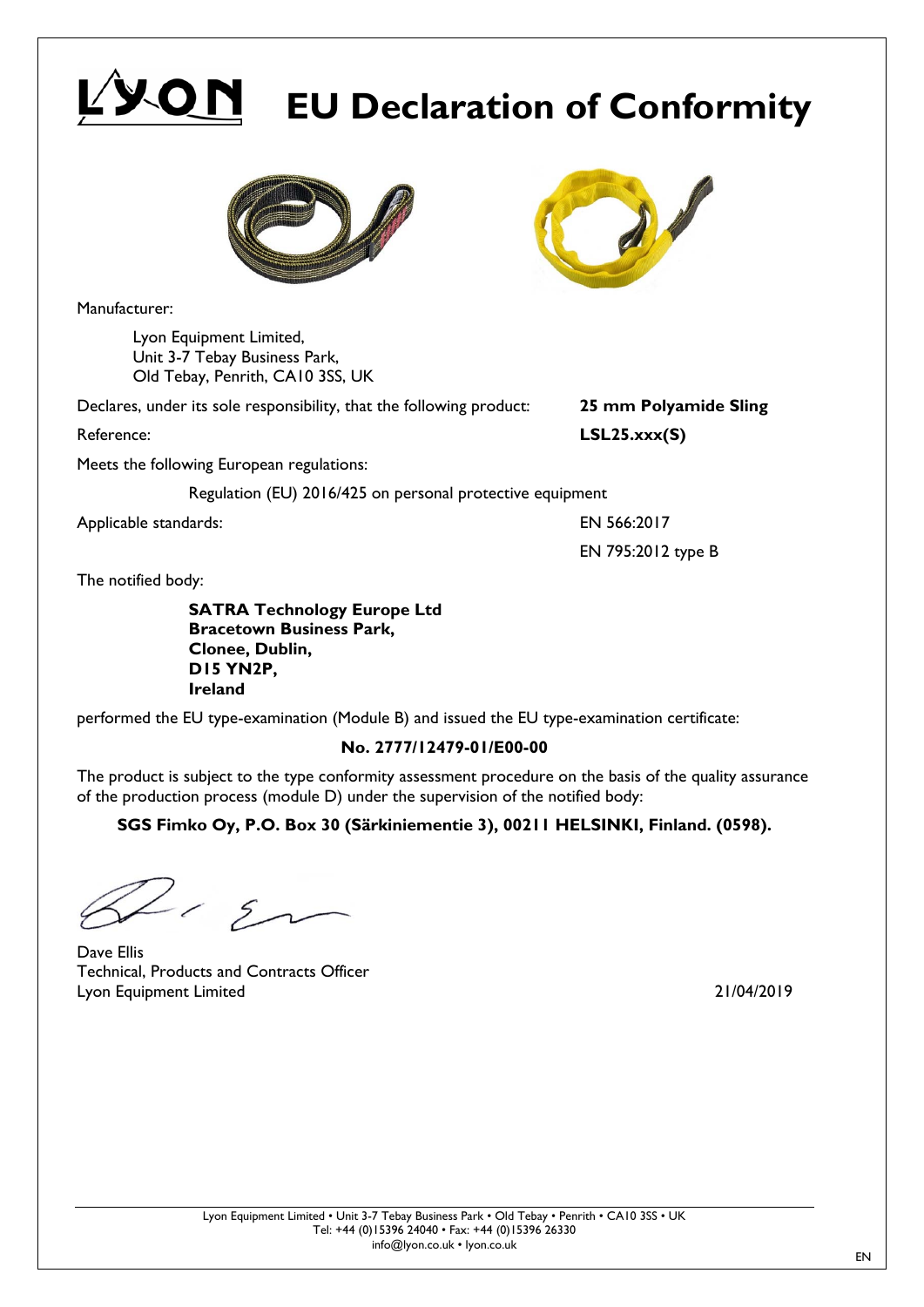# EU Declaration of Conformity

Manufacturer:

Lyon Equipment Limited,
Unit 3-7 Tebay Business Park,
Old Tebay, Penrith, CA10 3SS, UK

Declares, under its sole responsibility, that the following product: **25 mm Polyamide Sling**

Reference: **LSL25.xxx(S)**

Meets the following European regulations:

Regulation (EU) 2016/425 on personal protective equipment

Applicable standards: EN 566:2017

EN 795:2012 type B

The notified body:

**SATRA Technology Europe Ltd**
**Bracetown Business Park,**
**Clonee, Dublin,**
**D15 YN2P,**
**Ireland**

performed the EU type-examination (Module B) and issued the EU type-examination certificate:

**No. 2777/12479-01/E00-00**

The product is subject to the type conformity assessment procedure on the basis of the quality assurance of the production process (module D) under the supervision of the notified body:

**SGS Fimko Oy, P.O. Box 30 (Särkiniementie 3), 00211 HELSINKI, Finland. (0598).**

Dave Ellis
Technical, Products and Contracts Officer
Lyon Equipment Limited

21/04/2019

Lyon Equipment Limited • Unit 3-7 Tebay Business Park • Old Tebay • Penrith • CA10 3SS • UK
Tel: +44 (0)15396 24040 • Fax: +44 (0)15396 26330
info@lyon.co.uk • lyon.co.uk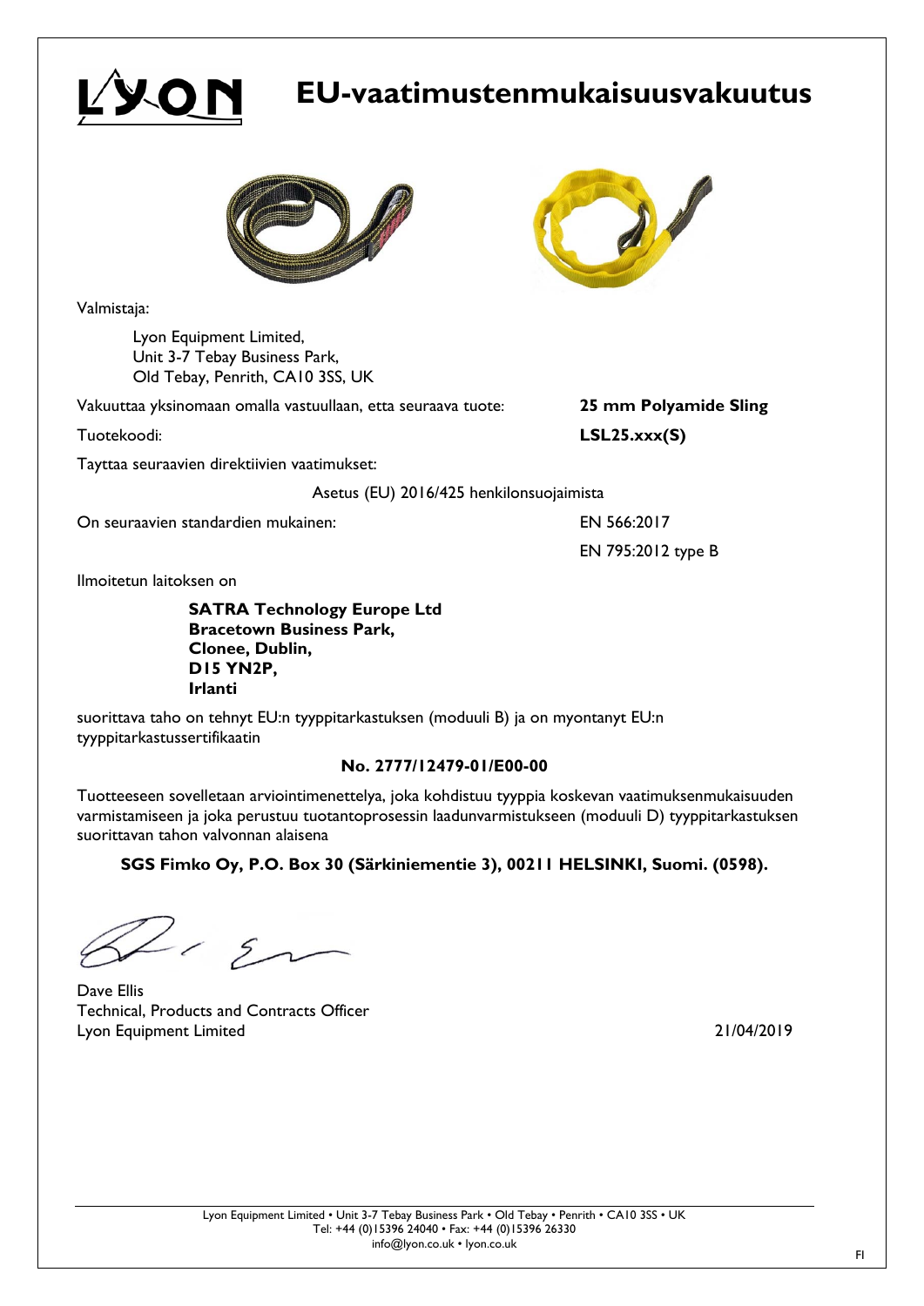# EU-vaatimustenmukaisuusvakuutus

Valmistaja:

Lyon Equipment Limited,
Unit 3-7 Tebay Business Park,
Old Tebay, Penrith, CA10 3SS, UK

Vakuuttaa yksinomaan omalla vastuullaan, etta seuraava tuote: **25 mm Polyamide Sling**

Tuotekoodi: **LSL25.xxx(S)**

Tayttaa seuraavien direktiivien vaatimukset:

Asetus (EU) 2016/425 henkilonsuojaimista

On seuraavien standardien mukainen: EN 566:2017

EN 795:2012 type B

Ilmoitetun laitoksen on

**SATRA Technology Europe Ltd**
**Bracetown Business Park,**
**Clonee, Dublin,**
**D15 YN2P,**
**Irlanti**

suorittava taho on tehnyt EU:n tyyppitarkastuksen (moduuli B) ja on myontanyt EU:n tyyppitarkastussertifikaatin

**No. 2777/12479-01/E00-00**

Tuotteeseen sovelletaan arviointimenettelya, joka kohdistuu tyyppia koskevan vaatimuksenmukaisuuden varmistamiseen ja joka perustuu tuotantoprosessin laadunvarmistukseen (moduuli D) tyyppitarkastuksen suorittavan tahon valvonnan alaisena

**SGS Fimko Oy, P.O. Box 30 (Särkiniementie 3), 00211 HELSINKI, Suomi. (0598).**

Dave Ellis
Technical, Products and Contracts Officer
Lyon Equipment Limited

21/04/2019

Lyon Equipment Limited • Unit 3-7 Tebay Business Park • Old Tebay • Penrith • CA10 3SS • UK
Tel: +44 (0)15396 24040 • Fax: +44 (0)15396 26330
info@lyon.co.uk • lyon.co.uk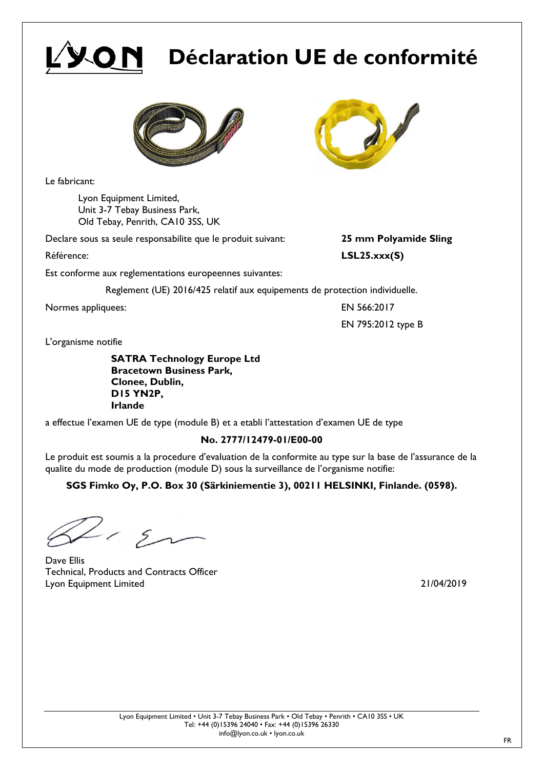# Déclaration UE de conformité

Le fabricant:

Lyon Equipment Limited,
Unit 3-7 Tebay Business Park,
Old Tebay, Penrith, CA10 3SS, UK

Declare sous sa seule responsabilite que le produit suivant: **25 mm Polyamide Sling**

Référence: **LSL25.xxx(S)**

Est conforme aux reglementations europeennes suivantes:

Reglement (UE) 2016/425 relatif aux equipements de protection individuelle.

Normes appliquees: EN 566:2017

EN 795:2012 type B

L'organisme notifie

**SATRA Technology Europe Ltd**
**Bracetown Business Park,**
**Clonee, Dublin,**
**D15 YN2P,**
**Irlande**

a effectue l'examen UE de type (module B) et a etabli l'attestation d'examen UE de type

**No. 2777/12479-01/E00-00**

Le produit est soumis a la procedure d'evaluation de la conformite au type sur la base de l'assurance de la qualite du mode de production (module D) sous la surveillance de l'organisme notifie:

**SGS Fimko Oy, P.O. Box 30 (Särkiniementie 3), 00211 HELSINKI, Finlande. (0598).**

Dave Ellis
Technical, Products and Contracts Officer
Lyon Equipment Limited

21/04/2019

Lyon Equipment Limited • Unit 3-7 Tebay Business Park • Old Tebay • Penrith • CA10 3SS • UK
Tel: +44 (0)15396 24040 • Fax: +44 (0)15396 26330
info@lyon.co.uk • lyon.co.uk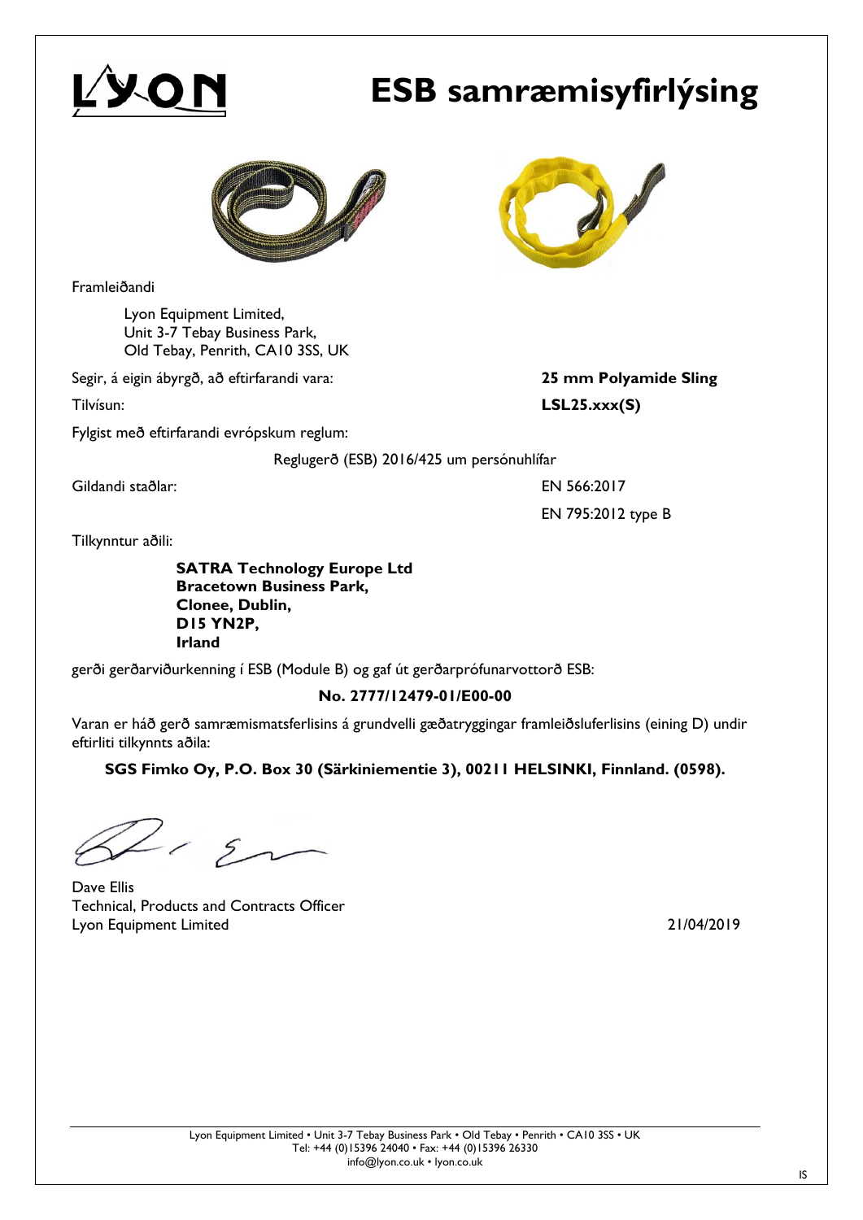# ESB samræmisyfirlýsing

Framleiðandi

Lyon Equipment Limited,
Unit 3-7 Tebay Business Park,
Old Tebay, Penrith, CA10 3SS, UK

Segir, á eigin ábyrgð, að eftirfarandi vara: **25 mm Polyamide Sling**

Tilvísun: **LSL25.xxx(S)**

Fylgist með eftirfarandi evrópskum reglum:

Reglugerð (ESB) 2016/425 um persónuhlífar

Gildandi staðlar: EN 566:2017

EN 795:2012 type B

Tilkynntur aðili:

**SATRA Technology Europe Ltd**
**Bracetown Business Park,**
**Clonee, Dublin,**
**D15 YN2P,**
**Irland**

gerði gerðarviðurkenning í ESB (Module B) og gaf út gerðarprófunarvottorð ESB:

**No. 2777/12479-01/E00-00**

Varan er háð gerð samræmismatsferlisins á grundvelli gæðatryggingar framleiðsluferlisins (eining D) undir eftirliti tilkynnts aðila:

**SGS Fimko Oy, P.O. Box 30 (Särkiniementie 3), 00211 HELSINKI, Finnland. (0598).**

Dave Ellis
Technical, Products and Contracts Officer
Lyon Equipment Limited

21/04/2019

Lyon Equipment Limited • Unit 3-7 Tebay Business Park • Old Tebay • Penrith • CA10 3SS • UK
Tel: +44 (0)15396 24040 • Fax: +44 (0)15396 26330
info@lyon.co.uk • lyon.co.uk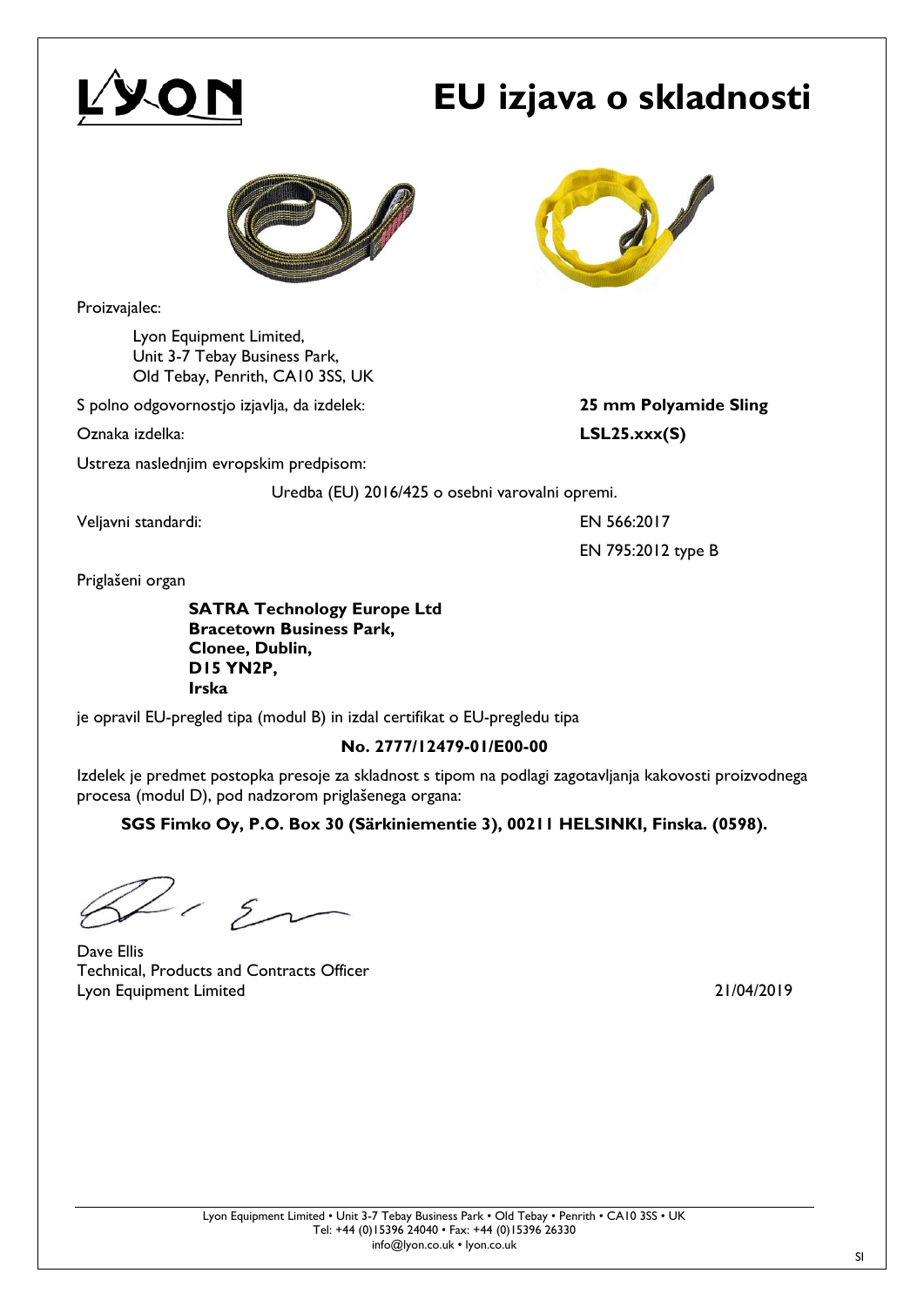# EU izjava o skladnosti

Proizvajalec:

Lyon Equipment Limited,
Unit 3-7 Tebay Business Park,
Old Tebay, Penrith, CA10 3SS, UK

S polno odgovornostjo izjavlja, da izdelek: **25 mm Polyamide Sling**

Oznaka izdelka: **LSL25.xxx(S)**

Ustreza naslednjim evropskim predpisom:

Uredba (EU) 2016/425 o osebni varovalni opremi.

Veljavni standardi: EN 566:2017

EN 795:2012 type B

Priglašeni organ

**SATRA Technology Europe Ltd**
**Bracetown Business Park,**
**Clonee, Dublin,**
**D15 YN2P,**
**Irska**

je opravil EU-pregled tipa (modul B) in izdal certifikat o EU-pregledu tipa

**No. 2777/12479-01/E00-00**

Izdelek je predmet postopka presoje za skladnost s tipom na podlagi zagotavljanja kakovosti proizvodnega procesa (modul D), pod nadzorom priglašenega organa:

**SGS Fimko Oy, P.O. Box 30 (Särkiniementie 3), 00211 HELSINKI, Finska. (0598).**

Dave Ellis
Technical, Products and Contracts Officer
Lyon Equipment Limited

21/04/2019